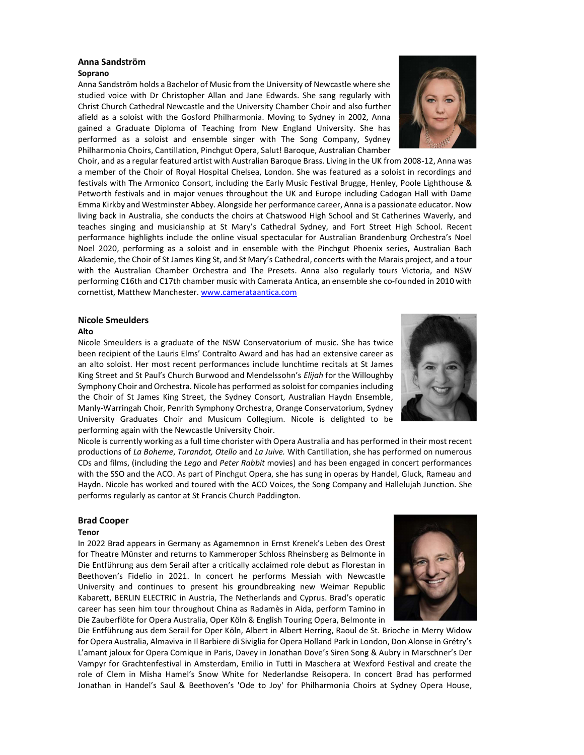### Anna Sandström

**Soprano**

Anna Sandström holds a Bachelor of Music from the University of Newcastle where she studied voice with Dr Christopher Allan and Jane Edwards. She sang regularly with Christ Church Cathedral Newcastle and the University Chamber Choir and also further afield as a soloist with the Gosford Philharmonia. Moving to Sydney in 2002, Anna gained a Graduate Diploma of Teaching from New England University. She has performed as a soloist and ensemble singer with The Song Company, Sydney Philharmonia Choirs, Cantillation, Pinchgut Opera, Salut! Baroque, Australian Chamber Choir, and as a regular featured artist with Australian Baroque Brass. Living in the UK from 2008-12, Anna was a member of the Choir of Royal Hospital Chelsea, London. She was featured as a soloist in recordings and festivals with The Armonico Consort, including the Early Music Festival Brugge, Henley, Poole Lighthouse & Petworth festivals and in major venues throughout the UK and Europe including Cadogan Hall with Dame Emma Kirkby and Westminster Abbey. Alongside her performance career, Anna is a passionate educator. Now living back in Australia, she conducts the choirs at Chatswood High School and St Catherines Waverly, and teaches singing and musicianship at St Mary's Cathedral Sydney, and Fort Street High School. Recent performance highlights include the online visual spectacular for Australian Brandenburg Orchestra's Noel Noel 2020, performing as a soloist and in ensemble with the Pinchgut Phoenix series, Australian Bach Akademie, the Choir of St James King St, and St Mary's Cathedral, concerts with the Marais project, and a tour with the Australian Chamber Orchestra and The Presets. Anna also regularly tours Victoria, and NSW performing C16th and C17th chamber music with Camerata Antica, an ensemble she co-founded in 2010 with cornettist, Matthew Manchester. www.camerataantica.com

### Nicole Smeulders

**Alto**

Nicole Smeulders is a graduate of the NSW Conservatorium of music. She has twice been recipient of the Lauris Elms' Contralto Award and has had an extensive career as an alto soloist. Her most recent performances include lunchtime recitals at St James King Street and St Paul's Church Burwood and Mendelssohn's *Elijah* for the Willoughby Symphony Choir and Orchestra. Nicole has performed as soloist for companies including the Choir of St James King Street, the Sydney Consort, Australian Haydn Ensemble, Manly-Warringah Choir, Penrith Symphony Orchestra, Orange Conservatorium, Sydney University Graduates Choir and Musicum Collegium. Nicole is delighted to be performing again with the Newcastle University Choir.

Nicole is currently working as a full time chorister with Opera Australia and has performed in their most recent productions of *La Boheme*, *Turandot, Otello* and *La Juive.* With Cantillation, she has performed on numerous CDs and films, (including the *Lego* and *Peter Rabbit* movies) and has been engaged in concert performances with the SSO and the ACO. As part of Pinchgut Opera, she has sung in operas by Handel, Gluck, Rameau and Haydn. Nicole has worked and toured with the ACO Voices, the Song Company and Hallelujah Junction. She performs regularly as cantor at St Francis Church Paddington.

### Brad Cooper

**Tenor**

In 2022 Brad appears in Germany as Agamemnon in Ernst Krenek's Leben des Orest for Theatre Münster and returns to Kammeroper Schloss Rheinsberg as Belmonte in Die Entführung aus dem Serail after a critically acclaimed role debut as Florestan in Beethoven's Fidelio in 2021. In concert he performs Messiah with Newcastle University and continues to present his groundbreaking new Weimar Republic Kabarett, BERLIN ELECTRIC in Austria, The Netherlands and Cyprus. Brad's operatic career has seen him tour throughout China as Radamès in Aida, perform Tamino in Die Zauberflöte for Opera Australia, Oper Köln & English Touring Opera, Belmonte in Die Entführung aus dem Serail for Oper Köln, Albert in Albert Herring, Raoul de St. Brioche in Merry Widow for Opera Australia, Almaviva in Il Barbiere di Siviglia for Opera Holland Park in London, Don Alonse in Grétry's L'amant jaloux for Opera Comique in Paris, Davey in Jonathan Dove's Siren Song & Aubry in Marschner's Der Vampyr for Grachtenfestival in Amsterdam, Emilio in Tutti in Maschera at Wexford Festival and create the role of Clem in Misha Hamel's Snow White for Nederlandse Reisopera. In concert Brad has performed Jonathan in Handel's Saul & Beethoven's 'Ode to Joy' for Philharmonia Choirs at Sydney Opera House,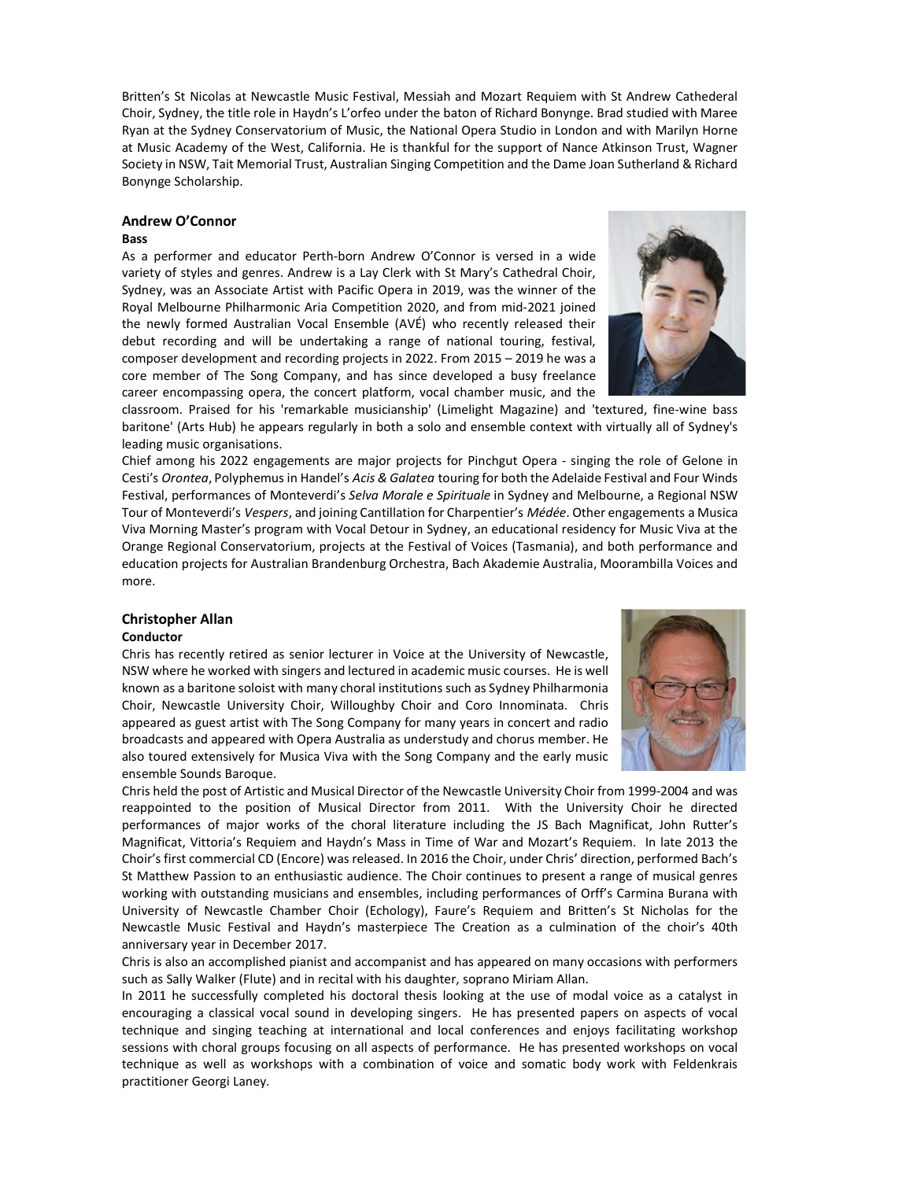Britten's St Nicolas at Newcastle Music Festival, Messiah and Mozart Requiem with St Andrew Cathederal Choir, Sydney, the title role in Haydn's L'orfeo under the baton of Richard Bonynge. Brad studied with Maree Ryan at the Sydney Conservatorium of Music, the National Opera Studio in London and with Marilyn Horne at Music Academy of the West, California. He is thankful for the support of Nance Atkinson Trust, Wagner Society in NSW, Tait Memorial Trust, Australian Singing Competition and the Dame Joan Sutherland & Richard Bonynge Scholarship.

### Andrew O'Connor

**Bass**

As a performer and educator Perth-born Andrew O'Connor is versed in a wide variety of styles and genres. Andrew is a Lay Clerk with St Mary's Cathedral Choir, Sydney, was an Associate Artist with Pacific Opera in 2019, was the winner of the Royal Melbourne Philharmonic Aria Competition 2020, and from mid-2021 joined the newly formed Australian Vocal Ensemble (AVÉ) who recently released their debut recording and will be undertaking a range of national touring, festival, composer development and recording projects in 2022. From 2015 – 2019 he was a core member of The Song Company, and has since developed a busy freelance career encompassing opera, the concert platform, vocal chamber music, and the classroom. Praised for his 'remarkable musicianship' (Limelight Magazine) and 'textured, fine-wine bass baritone' (Arts Hub) he appears regularly in both a solo and ensemble context with virtually all of Sydney's leading music organisations.

Chief among his 2022 engagements are major projects for Pinchgut Opera - singing the role of Gelone in Cesti's *Orontea*, Polyphemus in Handel's *Acis & Galatea* touring for both the Adelaide Festival and Four Winds Festival, performances of Monteverdi's *Selva Morale e Spirituale* in Sydney and Melbourne, a Regional NSW Tour of Monteverdi's *Vespers*, and joining Cantillation for Charpentier's *Médée*. Other engagements a Musica Viva Morning Master's program with Vocal Detour in Sydney, an educational residency for Music Viva at the Orange Regional Conservatorium, projects at the Festival of Voices (Tasmania), and both performance and education projects for Australian Brandenburg Orchestra, Bach Akademie Australia, Moorambilla Voices and more.

### Christopher Allan

**Conductor**

Chris has recently retired as senior lecturer in Voice at the University of Newcastle, NSW where he worked with singers and lectured in academic music courses. He is well known as a baritone soloist with many choral institutions such as Sydney Philharmonia Choir, Newcastle University Choir, Willoughby Choir and Coro Innominata. Chris appeared as guest artist with The Song Company for many years in concert and radio broadcasts and appeared with Opera Australia as understudy and chorus member. He also toured extensively for Musica Viva with the Song Company and the early music ensemble Sounds Baroque.

Chris held the post of Artistic and Musical Director of the Newcastle University Choir from 1999-2004 and was reappointed to the position of Musical Director from 2011. With the University Choir he directed performances of major works of the choral literature including the JS Bach Magnificat, John Rutter's Magnificat, Vittoria's Requiem and Haydn's Mass in Time of War and Mozart's Requiem. In late 2013 the Choir's first commercial CD (Encore) was released. In 2016 the Choir, under Chris' direction, performed Bach's St Matthew Passion to an enthusiastic audience. The Choir continues to present a range of musical genres working with outstanding musicians and ensembles, including performances of Orff's Carmina Burana with University of Newcastle Chamber Choir (Echology), Faure's Requiem and Britten's St Nicholas for the Newcastle Music Festival and Haydn's masterpiece The Creation as a culmination of the choir's 40th anniversary year in December 2017.

Chris is also an accomplished pianist and accompanist and has appeared on many occasions with performers such as Sally Walker (Flute) and in recital with his daughter, soprano Miriam Allan.

In 2011 he successfully completed his doctoral thesis looking at the use of modal voice as a catalyst in encouraging a classical vocal sound in developing singers. He has presented papers on aspects of vocal technique and singing teaching at international and local conferences and enjoys facilitating workshop sessions with choral groups focusing on all aspects of performance. He has presented workshops on vocal technique as well as workshops with a combination of voice and somatic body work with Feldenkrais practitioner Georgi Laney.